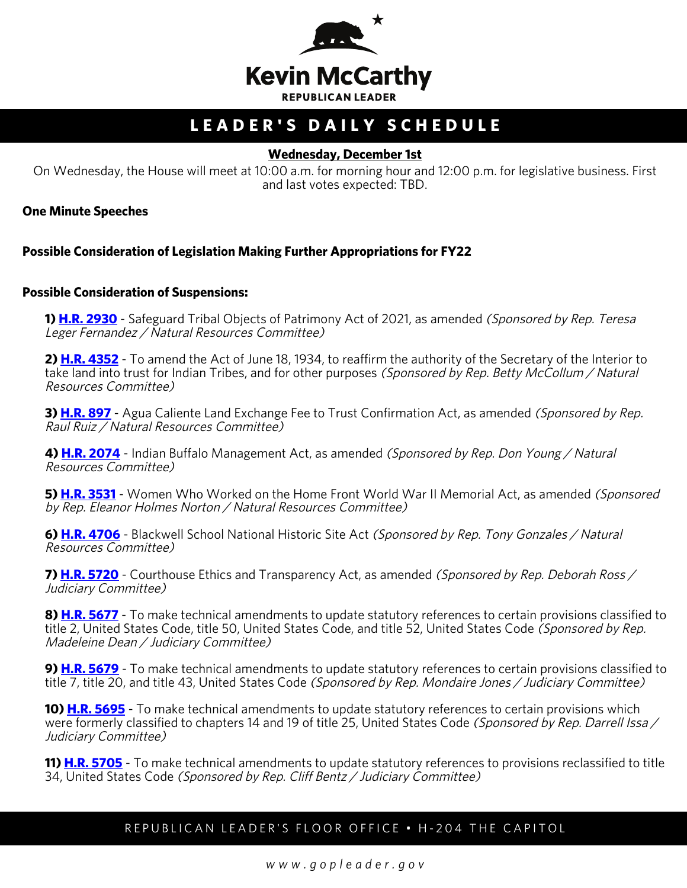# Kevin McCarthy

REPUBLICAN LEADER

## LEADER'S DAILY SCHEDULE

**Wednesday, December 1st**

On Wednesday, the House will meet at 10:00 a.m. for morning hour and 12:00 p.m. for legislative business. First and last votes expected: TBD.

**One Minute Speeches**

**Possible Consideration of Legislation Making Further Appropriations for FY22**

**Possible Consideration of Suspensions:**

**1)** **H.R. 2930** - Safeguard Tribal Objects of Patrimony Act of 2021, as amended *(Sponsored by Rep. Teresa Leger Fernandez / Natural Resources Committee)*

**2)** **H.R. 4352** - To amend the Act of June 18, 1934, to reaffirm the authority of the Secretary of the Interior to take land into trust for Indian Tribes, and for other purposes *(Sponsored by Rep. Betty McCollum / Natural Resources Committee)*

**3)** **H.R. 897** - Agua Caliente Land Exchange Fee to Trust Confirmation Act, as amended *(Sponsored by Rep. Raul Ruiz / Natural Resources Committee)*

**4)** **H.R. 2074** - Indian Buffalo Management Act, as amended *(Sponsored by Rep. Don Young / Natural Resources Committee)*

**5)** **H.R. 3531** - Women Who Worked on the Home Front World War II Memorial Act, as amended *(Sponsored by Rep. Eleanor Holmes Norton / Natural Resources Committee)*

**6)** **H.R. 4706** - Blackwell School National Historic Site Act *(Sponsored by Rep. Tony Gonzales / Natural Resources Committee)*

**7)** **H.R. 5720** - Courthouse Ethics and Transparency Act, as amended *(Sponsored by Rep. Deborah Ross / Judiciary Committee)*

**8)** **H.R. 5677** - To make technical amendments to update statutory references to certain provisions classified to title 2, United States Code, title 50, United States Code, and title 52, United States Code *(Sponsored by Rep. Madeleine Dean / Judiciary Committee)*

**9)** **H.R. 5679** - To make technical amendments to update statutory references to certain provisions classified to title 7, title 20, and title 43, United States Code *(Sponsored by Rep. Mondaire Jones / Judiciary Committee)*

**10)** **H.R. 5695** - To make technical amendments to update statutory references to certain provisions which were formerly classified to chapters 14 and 19 of title 25, United States Code *(Sponsored by Rep. Darrell Issa / Judiciary Committee)*

**11)** **H.R. 5705** - To make technical amendments to update statutory references to provisions reclassified to title 34, United States Code *(Sponsored by Rep. Cliff Bentz / Judiciary Committee)*

REPUBLICAN LEADER'S FLOOR OFFICE • H-204 THE CAPITOL

www.gopleader.gov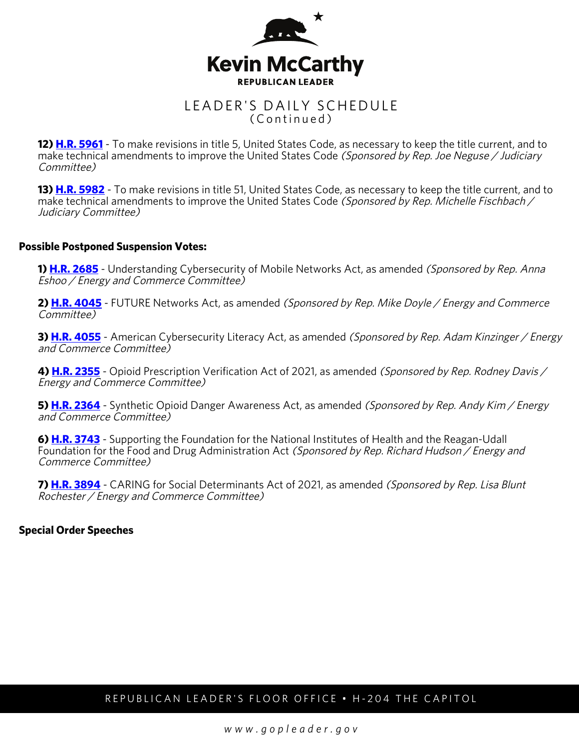# Kevin McCarthy

REPUBLICAN LEADER

## LEADER'S DAILY SCHEDULE
(Continued)

**12) H.R. 5961** - To make revisions in title 5, United States Code, as necessary to keep the title current, and to make technical amendments to improve the United States Code *(Sponsored by Rep. Joe Neguse / Judiciary Committee)*

**13) H.R. 5982** - To make revisions in title 51, United States Code, as necessary to keep the title current, and to make technical amendments to improve the United States Code *(Sponsored by Rep. Michelle Fischbach / Judiciary Committee)*

**Possible Postponed Suspension Votes:**

**1) H.R. 2685** - Understanding Cybersecurity of Mobile Networks Act, as amended *(Sponsored by Rep. Anna Eshoo / Energy and Commerce Committee)*

**2) H.R. 4045** - FUTURE Networks Act, as amended *(Sponsored by Rep. Mike Doyle / Energy and Commerce Committee)*

**3) H.R. 4055** - American Cybersecurity Literacy Act, as amended *(Sponsored by Rep. Adam Kinzinger / Energy and Commerce Committee)*

**4) H.R. 2355** - Opioid Prescription Verification Act of 2021, as amended *(Sponsored by Rep. Rodney Davis / Energy and Commerce Committee)*

**5) H.R. 2364** - Synthetic Opioid Danger Awareness Act, as amended *(Sponsored by Rep. Andy Kim / Energy and Commerce Committee)*

**6) H.R. 3743** - Supporting the Foundation for the National Institutes of Health and the Reagan-Udall Foundation for the Food and Drug Administration Act *(Sponsored by Rep. Richard Hudson / Energy and Commerce Committee)*

**7) H.R. 3894** - CARING for Social Determinants Act of 2021, as amended *(Sponsored by Rep. Lisa Blunt Rochester / Energy and Commerce Committee)*

**Special Order Speeches**

REPUBLICAN LEADER'S FLOOR OFFICE • H-204 THE CAPITOL

*www.gopleader.gov*